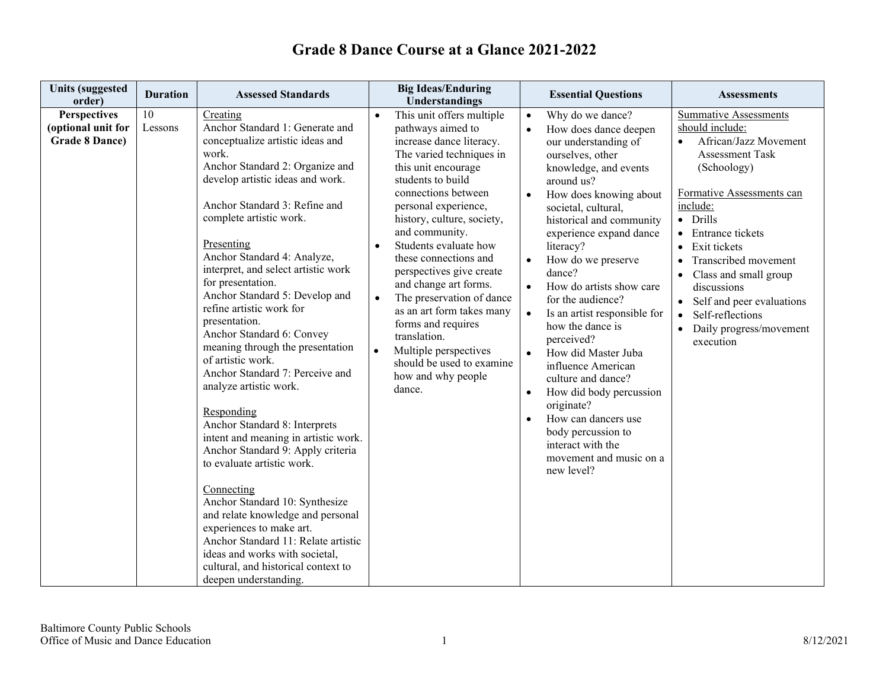# Grade 8 Dance Course at a Glance 2021-2022

| Units (suggested order) | Duration | Assessed Standards | Big Ideas/Enduring Understandings | Essential Questions | Assessments |
|---|---|---|---|---|---|
| **Perspectives (optional unit for Grade 8 Dance)** | 10 Lessons | Creating<br>Anchor Standard 1: Generate and conceptualize artistic ideas and work.<br>Anchor Standard 2: Organize and develop artistic ideas and work.<br><br>Anchor Standard 3: Refine and complete artistic work.<br><br>Presenting<br>Anchor Standard 4: Analyze, interpret, and select artistic work for presentation.<br>Anchor Standard 5: Develop and refine artistic work for presentation.<br>Anchor Standard 6: Convey meaning through the presentation of artistic work.<br>Anchor Standard 7: Perceive and analyze artistic work.<br><br>Responding<br>Anchor Standard 8: Interprets intent and meaning in artistic work.<br>Anchor Standard 9: Apply criteria to evaluate artistic work.<br><br>Connecting<br>Anchor Standard 10: Synthesize and relate knowledge and personal experiences to make art.<br>Anchor Standard 11: Relate artistic ideas and works with societal, cultural, and historical context to deepen understanding. | • This unit offers multiple pathways aimed to increase dance literacy. The varied techniques in this unit encourage students to build connections between personal experience, history, culture, society, and community.<br>• Students evaluate how these connections and perspectives give create and change art forms.<br>• The preservation of dance as an art form takes many forms and requires translation.<br>• Multiple perspectives should be used to examine how and why people dance. | • Why do we dance?<br>• How does dance deepen our understanding of ourselves, other knowledge, and events around us?<br>• How does knowing about societal, cultural, historical and community experience expand dance literacy?<br>• How do we preserve dance?<br>• How do artists show care for the audience?<br>• Is an artist responsible for how the dance is perceived?<br>• How did Master Juba influence American culture and dance?<br>• How did body percussion originate?<br>• How can dancers use body percussion to interact with the movement and music on a new level? | Summative Assessments should include:<br>• African/Jazz Movement Assessment Task (Schoology)<br><br>Formative Assessments can include:<br>• Drills<br>• Entrance tickets<br>• Exit tickets<br>• Transcribed movement<br>• Class and small group discussions<br>• Self and peer evaluations<br>• Self-reflections<br>• Daily progress/movement execution |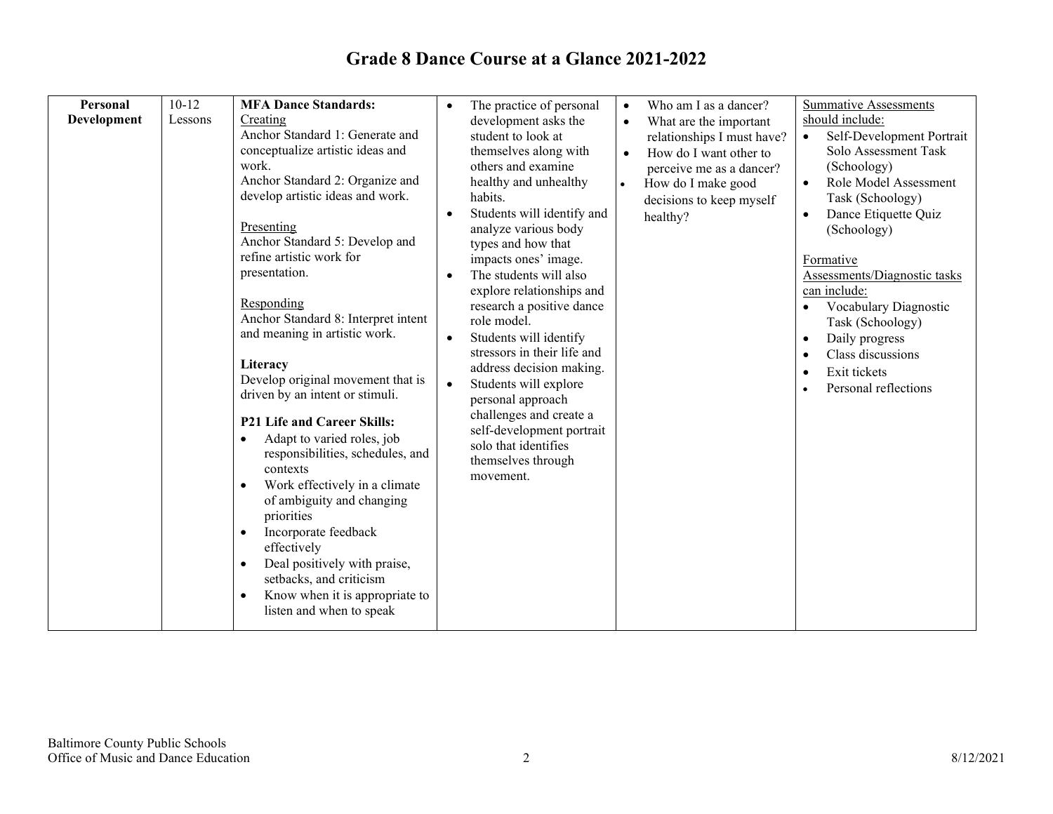# Grade 8 Dance Course at a Glance 2021-2022

| | | | | | |
|---|---|---|---|---|---|
| **Personal Development** | 10-12 Lessons | **MFA Dance Standards:**<br>Creating<br>Anchor Standard 1: Generate and conceptualize artistic ideas and work.<br>Anchor Standard 2: Organize and develop artistic ideas and work.<br><br>Presenting<br>Anchor Standard 5: Develop and refine artistic work for presentation.<br><br>Responding<br>Anchor Standard 8: Interpret intent and meaning in artistic work.<br><br>**Literacy**<br>Develop original movement that is driven by an intent or stimuli.<br><br>**P21 Life and Career Skills:**<br>• Adapt to varied roles, job responsibilities, schedules, and contexts<br>• Work effectively in a climate of ambiguity and changing priorities<br>• Incorporate feedback effectively<br>• Deal positively with praise, setbacks, and criticism<br>• Know when it is appropriate to listen and when to speak | • The practice of personal development asks the student to look at themselves along with others and examine healthy and unhealthy habits.<br>• Students will identify and analyze various body types and how that impacts ones' image.<br>• The students will also explore relationships and research a positive dance role model.<br>• Students will identify stressors in their life and address decision making.<br>• Students will explore personal approach challenges and create a self-development portrait solo that identifies themselves through movement. | • Who am I as a dancer?<br>• What are the important relationships I must have?<br>• How do I want other to perceive me as a dancer?<br>• How do I make good decisions to keep myself healthy? | Summative Assessments should include:<br>• Self-Development Portrait Solo Assessment Task (Schoology)<br>• Role Model Assessment Task (Schoology)<br>• Dance Etiquette Quiz (Schoology)<br><br>Formative Assessments/Diagnostic tasks can include:<br>• Vocabulary Diagnostic Task (Schoology)<br>• Daily progress<br>• Class discussions<br>• Exit tickets<br>• Personal reflections |

Baltimore County Public Schools
Office of Music and Dance Education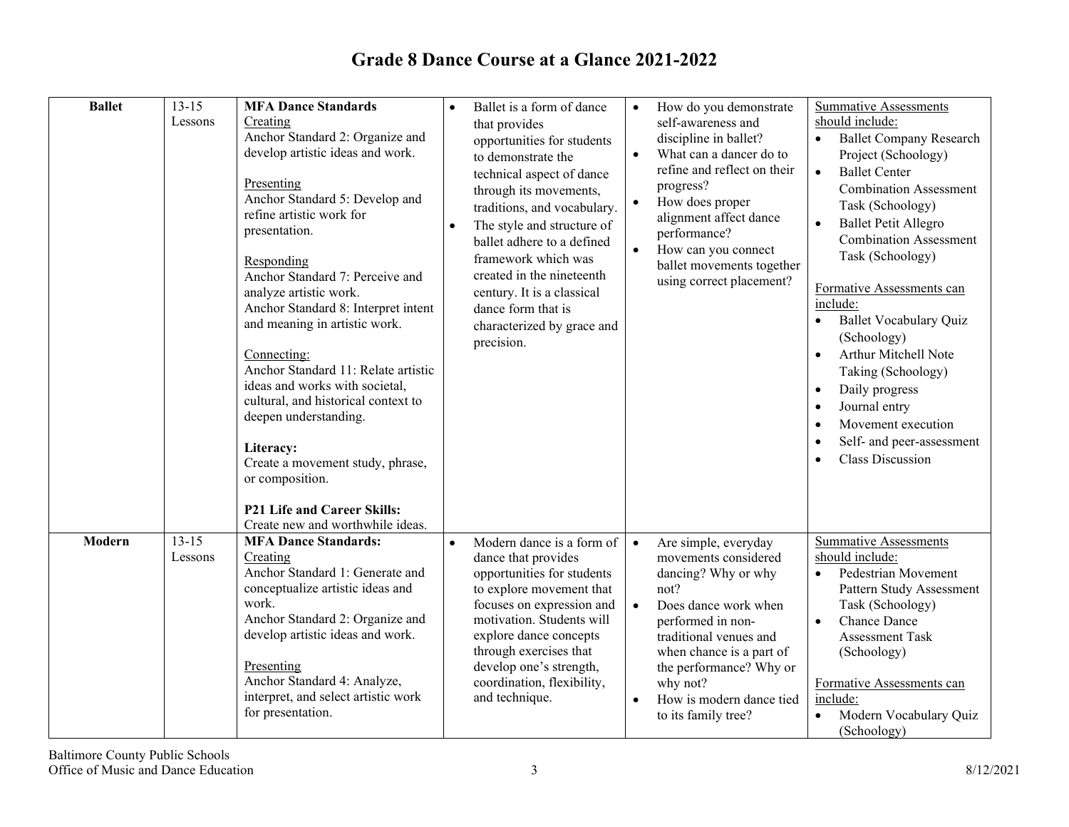# Grade 8 Dance Course at a Glance 2021-2022

| | | | | | |
|---|---|---|---|---|---|
| **Ballet** | 13-15 Lessons | **MFA Dance Standards**<br>Creating<br>Anchor Standard 2: Organize and develop artistic ideas and work.<br><br>Presenting<br>Anchor Standard 5: Develop and refine artistic work for presentation.<br><br>Responding<br>Anchor Standard 7: Perceive and analyze artistic work.<br>Anchor Standard 8: Interpret intent and meaning in artistic work.<br><br>Connecting:<br>Anchor Standard 11: Relate artistic ideas and works with societal, cultural, and historical context to deepen understanding.<br><br>**Literacy:**<br>Create a movement study, phrase, or composition.<br><br>**P21 Life and Career Skills:**<br>Create new and worthwhile ideas. | • Ballet is a form of dance that provides opportunities for students to demonstrate the technical aspect of dance through its movements, traditions, and vocabulary.<br>• The style and structure of ballet adhere to a defined framework which was created in the nineteenth century. It is a classical dance form that is characterized by grace and precision. | • How do you demonstrate self-awareness and discipline in ballet?<br>• What can a dancer do to refine and reflect on their progress?<br>• How does proper alignment affect dance performance?<br>• How can you connect ballet movements together using correct placement? | Summative Assessments should include:<br>• Ballet Company Research Project (Schoology)<br>• Ballet Center Combination Assessment Task (Schoology)<br>• Ballet Petit Allegro Combination Assessment Task (Schoology)<br><br>Formative Assessments can include:<br>• Ballet Vocabulary Quiz (Schoology)<br>• Arthur Mitchell Note Taking (Schoology)<br>• Daily progress<br>• Journal entry<br>• Movement execution<br>• Self- and peer-assessment<br>• Class Discussion |
| **Modern** | 13-15 Lessons | **MFA Dance Standards:**<br>Creating<br>Anchor Standard 1: Generate and conceptualize artistic ideas and work.<br>Anchor Standard 2: Organize and develop artistic ideas and work.<br><br>Presenting<br>Anchor Standard 4: Analyze, interpret, and select artistic work for presentation. | • Modern dance is a form of dance that provides opportunities for students to explore movement that focuses on expression and motivation. Students will explore dance concepts through exercises that develop one's strength, coordination, flexibility, and technique. | • Are simple, everyday movements considered dancing? Why or why not?<br>• Does dance work when performed in non-traditional venues and when chance is a part of the performance? Why or why not?<br>• How is modern dance tied to its family tree? | Summative Assessments should include:<br>• Pedestrian Movement Pattern Study Assessment Task (Schoology)<br>• Chance Dance Assessment Task (Schoology)<br><br>Formative Assessments can include:<br>• Modern Vocabulary Quiz (Schoology) |

Baltimore County Public Schools
Office of Music and Dance Education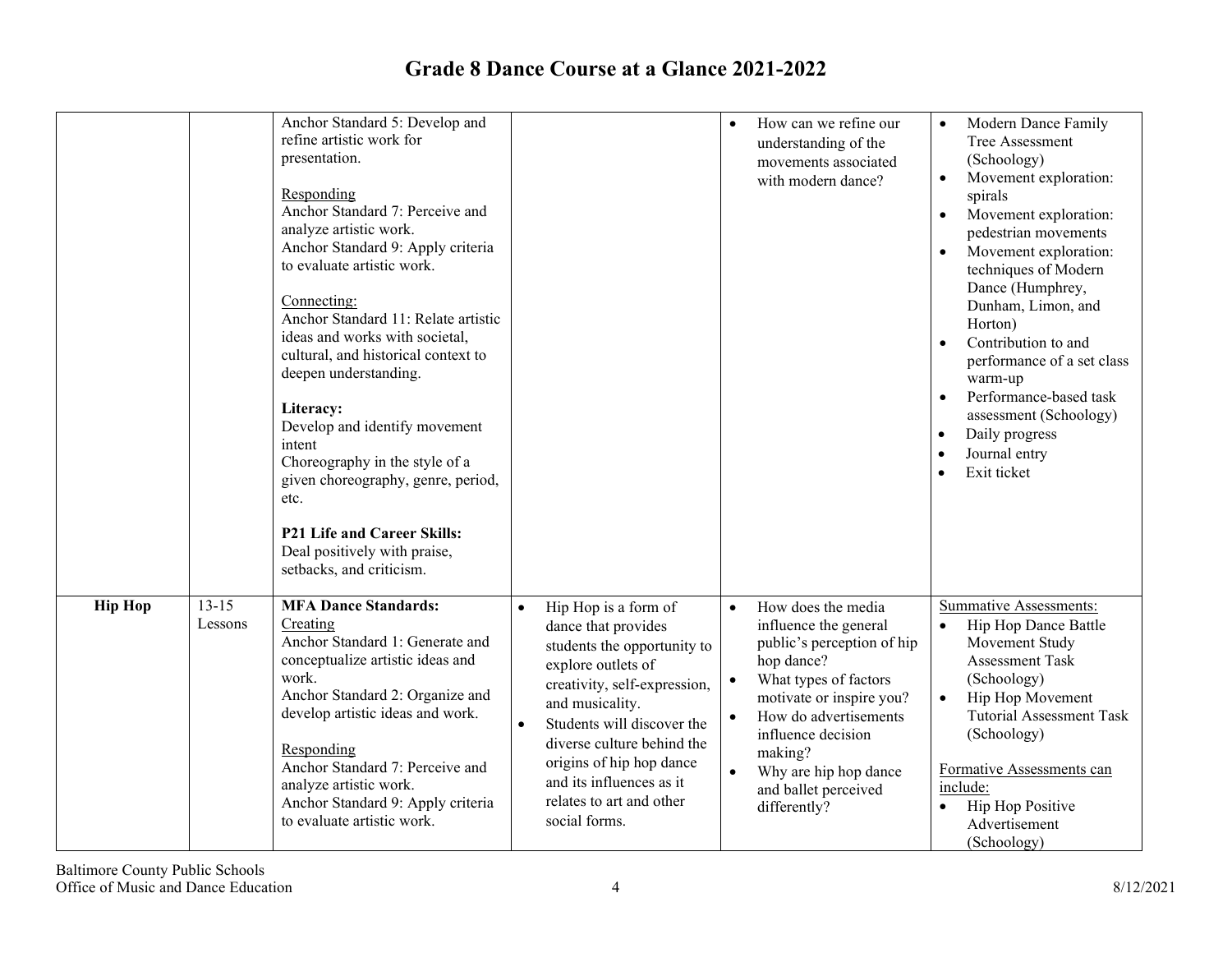# Grade 8 Dance Course at a Glance 2021-2022

| | | | | | |
|---|---|---|---|---|---|
| | | Anchor Standard 5: Develop and refine artistic work for presentation.<br><br><u>Responding</u><br>Anchor Standard 7: Perceive and analyze artistic work.<br>Anchor Standard 9: Apply criteria to evaluate artistic work.<br><br><u>Connecting:</u><br>Anchor Standard 11: Relate artistic ideas and works with societal, cultural, and historical context to deepen understanding.<br><br>**Literacy:**<br>Develop and identify movement intent<br>Choreography in the style of a given choreography, genre, period, etc.<br><br>**P21 Life and Career Skills:**<br>Deal positively with praise, setbacks, and criticism. | | • How can we refine our understanding of the movements associated with modern dance? | • Modern Dance Family Tree Assessment (Schoology)<br>• Movement exploration: spirals<br>• Movement exploration: pedestrian movements<br>• Movement exploration: techniques of Modern Dance (Humphrey, Dunham, Limon, and Horton)<br>• Contribution to and performance of a set class warm-up<br>• Performance-based task assessment (Schoology)<br>• Daily progress<br>• Journal entry<br>• Exit ticket |
| **Hip Hop** | 13-15 Lessons | **MFA Dance Standards:**<br><u>Creating</u><br>Anchor Standard 1: Generate and conceptualize artistic ideas and work.<br>Anchor Standard 2: Organize and develop artistic ideas and work.<br><br><u>Responding</u><br>Anchor Standard 7: Perceive and analyze artistic work.<br>Anchor Standard 9: Apply criteria to evaluate artistic work. | • Hip Hop is a form of dance that provides students the opportunity to explore outlets of creativity, self-expression, and musicality.<br>• Students will discover the diverse culture behind the origins of hip hop dance and its influences as it relates to art and other social forms. | • How does the media influence the general public's perception of hip hop dance?<br>• What types of factors motivate or inspire you?<br>• How do advertisements influence decision making?<br>• Why are hip hop dance and ballet perceived differently? | <u>Summative Assessments:</u><br>• Hip Hop Dance Battle Movement Study Assessment Task (Schoology)<br>• Hip Hop Movement Tutorial Assessment Task (Schoology)<br><br><u>Formative Assessments can include:</u><br>• Hip Hop Positive Advertisement (Schoology) |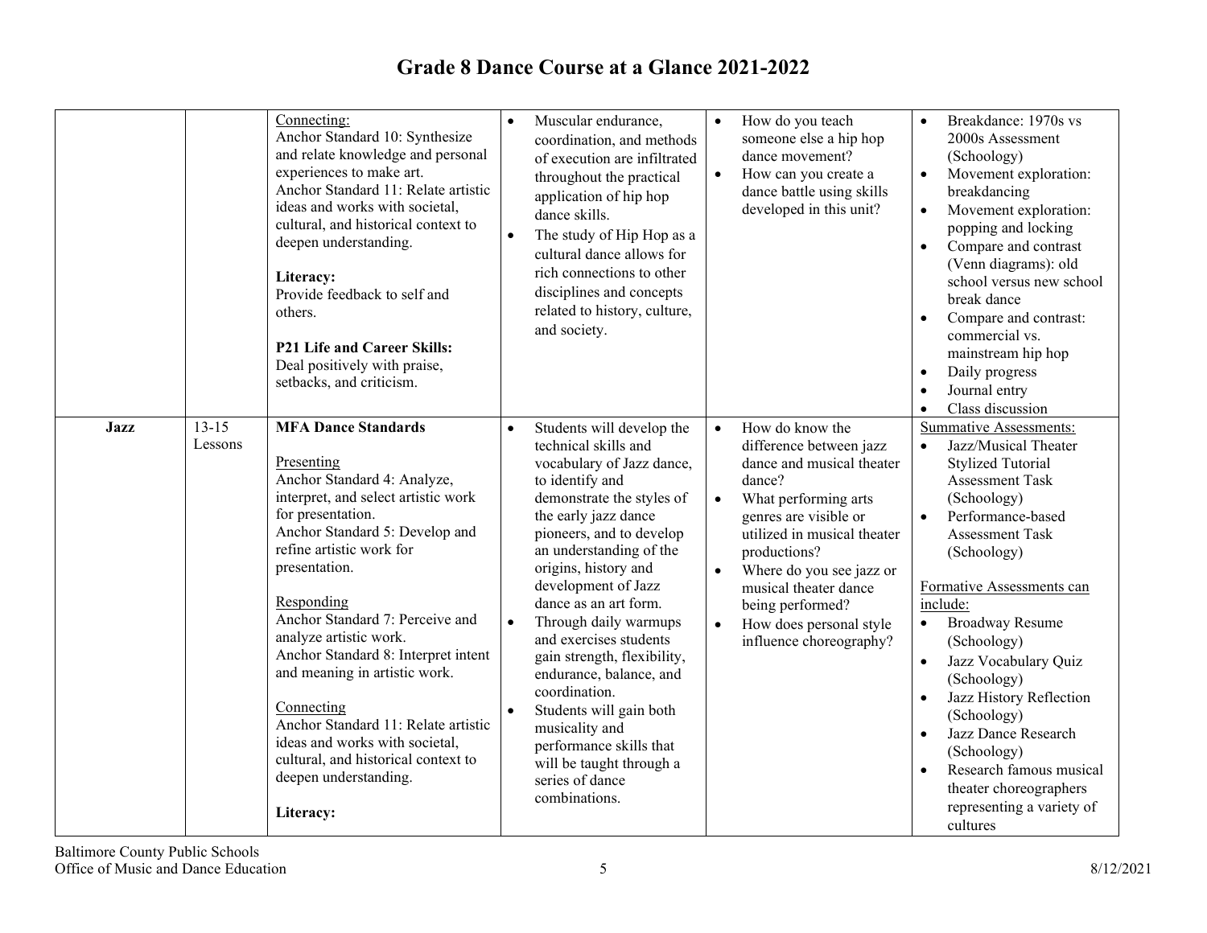# Grade 8 Dance Course at a Glance 2021-2022

| | | | | | |
|---|---|---|---|---|---|
| | | Connecting:<br>Anchor Standard 10: Synthesize and relate knowledge and personal experiences to make art.<br>Anchor Standard 11: Relate artistic ideas and works with societal, cultural, and historical context to deepen understanding.<br><br>**Literacy:**<br>Provide feedback to self and others.<br><br>**P21 Life and Career Skills:**<br>Deal positively with praise, setbacks, and criticism. | • Muscular endurance, coordination, and methods of execution are infiltrated throughout the practical application of hip hop dance skills.<br>• The study of Hip Hop as a cultural dance allows for rich connections to other disciplines and concepts related to history, culture, and society. | • How do you teach someone else a hip hop dance movement?<br>• How can you create a dance battle using skills developed in this unit? | • Breakdance: 1970s vs 2000s Assessment (Schoology)<br>• Movement exploration: breakdancing<br>• Movement exploration: popping and locking<br>• Compare and contrast (Venn diagrams): old school versus new school break dance<br>• Compare and contrast: commercial vs. mainstream hip hop<br>• Daily progress<br>• Journal entry<br>• Class discussion |
| **Jazz** | 13-15 Lessons | **MFA Dance Standards**<br><br>Presenting<br>Anchor Standard 4: Analyze, interpret, and select artistic work for presentation.<br>Anchor Standard 5: Develop and refine artistic work for presentation.<br><br>Responding<br>Anchor Standard 7: Perceive and analyze artistic work.<br>Anchor Standard 8: Interpret intent and meaning in artistic work.<br><br>Connecting<br>Anchor Standard 11: Relate artistic ideas and works with societal, cultural, and historical context to deepen understanding.<br><br>**Literacy:** | • Students will develop the technical skills and vocabulary of Jazz dance, to identify and demonstrate the styles of the early jazz dance pioneers, and to develop an understanding of the origins, history and development of Jazz dance as an art form.<br>• Through daily warmups and exercises students gain strength, flexibility, endurance, balance, and coordination.<br>• Students will gain both musicality and performance skills that will be taught through a series of dance combinations. | • How do know the difference between jazz dance and musical theater dance?<br>• What performing arts genres are visible or utilized in musical theater productions?<br>• Where do you see jazz or musical theater dance being performed?<br>• How does personal style influence choreography? | Summative Assessments:<br>• Jazz/Musical Theater Stylized Tutorial Assessment Task (Schoology)<br>• Performance-based Assessment Task (Schoology)<br><br>Formative Assessments can include:<br>• Broadway Resume (Schoology)<br>• Jazz Vocabulary Quiz (Schoology)<br>• Jazz History Reflection (Schoology)<br>• Jazz Dance Research (Schoology)<br>• Research famous musical theater choreographers representing a variety of cultures |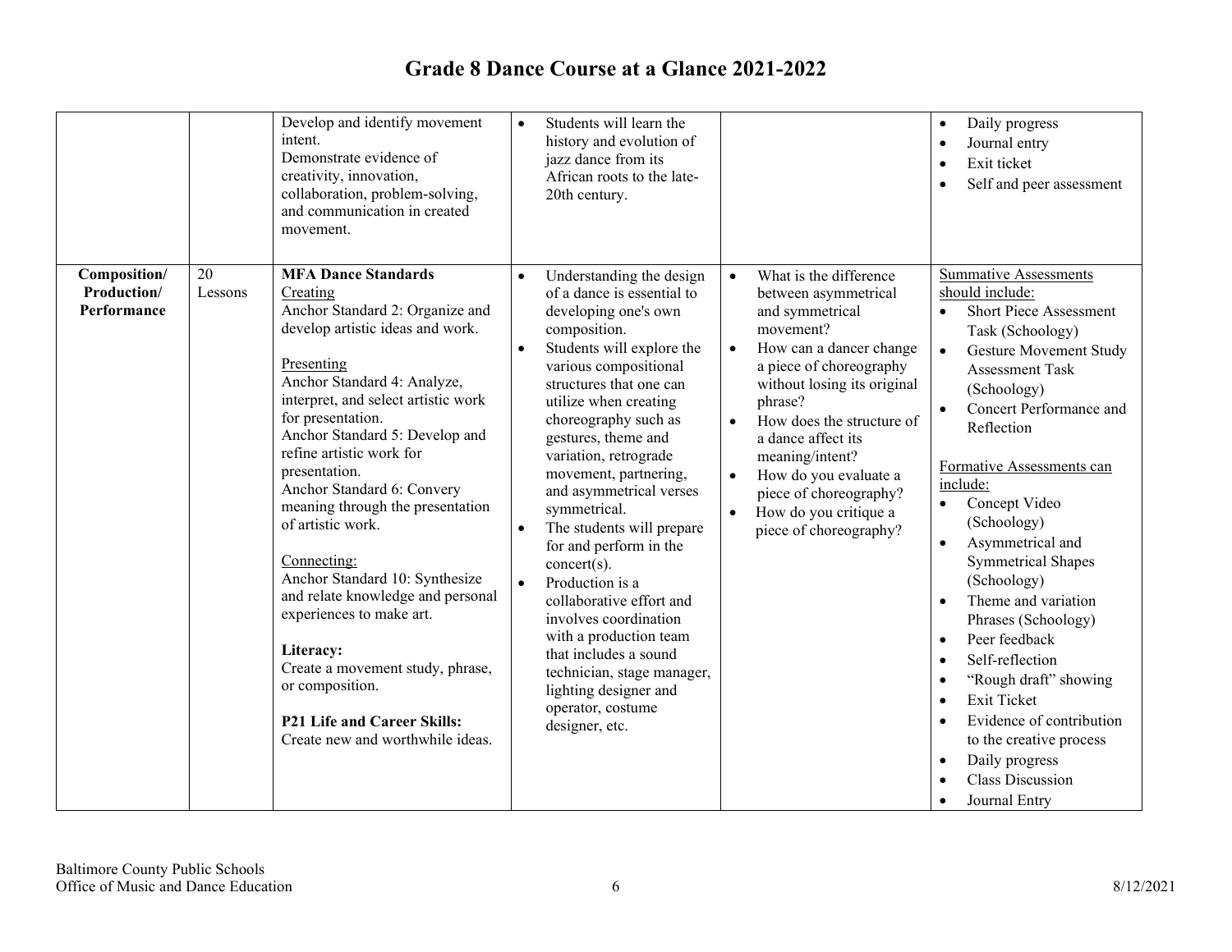# Grade 8 Dance Course at a Glance 2021-2022

| | | | | | |
|---|---|---|---|---|---|
| | | Develop and identify movement intent.<br>Demonstrate evidence of creativity, innovation, collaboration, problem-solving, and communication in created movement. | • Students will learn the history and evolution of jazz dance from its African roots to the late-20th century. | | • Daily progress<br>• Journal entry<br>• Exit ticket<br>• Self and peer assessment |
| **Composition/ Production/ Performance** | 20 Lessons | **MFA Dance Standards**<br>Creating<br>Anchor Standard 2: Organize and develop artistic ideas and work.<br><br>Presenting<br>Anchor Standard 4: Analyze, interpret, and select artistic work for presentation.<br>Anchor Standard 5: Develop and refine artistic work for presentation.<br>Anchor Standard 6: Convery meaning through the presentation of artistic work.<br><br>Connecting:<br>Anchor Standard 10: Synthesize and relate knowledge and personal experiences to make art.<br><br>**Literacy:**<br>Create a movement study, phrase, or composition.<br><br>**P21 Life and Career Skills:**<br>Create new and worthwhile ideas. | • Understanding the design of a dance is essential to developing one's own composition.<br>• Students will explore the various compositional structures that one can utilize when creating choreography such as gestures, theme and variation, retrograde movement, partnering, and asymmetrical verses symmetrical.<br>• The students will prepare for and perform in the concert(s).<br>• Production is a collaborative effort and involves coordination with a production team that includes a sound technician, stage manager, lighting designer and operator, costume designer, etc. | • What is the difference between asymmetrical and symmetrical movement?<br>• How can a dancer change a piece of choreography without losing its original phrase?<br>• How does the structure of a dance affect its meaning/intent?<br>• How do you evaluate a piece of choreography?<br>• How do you critique a piece of choreography? | Summative Assessments should include:<br>• Short Piece Assessment Task (Schoology)<br>• Gesture Movement Study Assessment Task (Schoology)<br>• Concert Performance and Reflection<br><br>Formative Assessments can include:<br>• Concept Video (Schoology)<br>• Asymmetrical and Symmetrical Shapes (Schoology)<br>• Theme and variation Phrases (Schoology)<br>• Peer feedback<br>• Self-reflection<br>• "Rough draft" showing<br>• Exit Ticket<br>• Evidence of contribution to the creative process<br>• Daily progress<br>• Class Discussion<br>• Journal Entry |

Baltimore County Public Schools
Office of Music and Dance Education

8/12/2021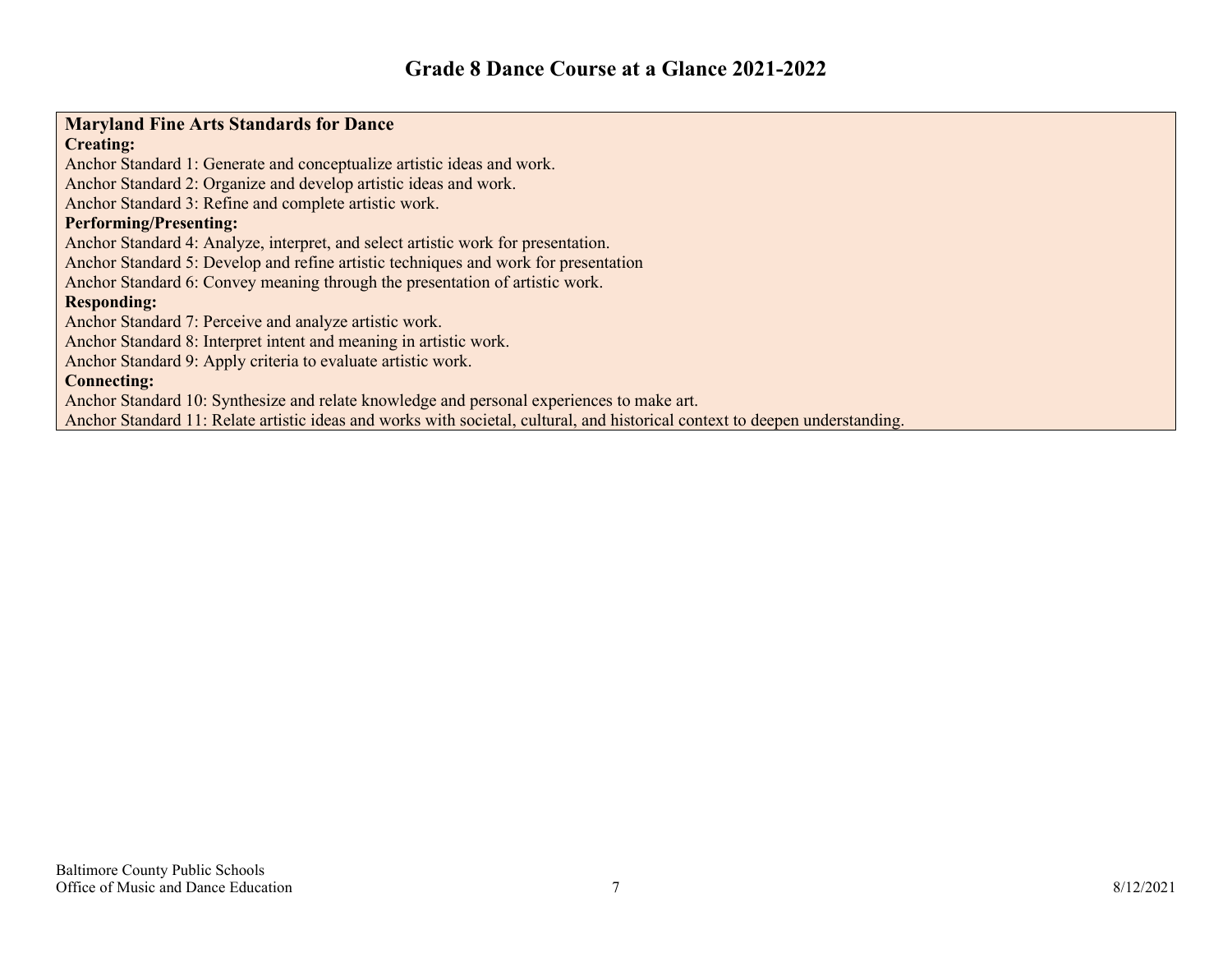# Grade 8 Dance Course at a Glance 2021-2022

**Maryland Fine Arts Standards for Dance**

**Creating:**

Anchor Standard 1: Generate and conceptualize artistic ideas and work.

Anchor Standard 2: Organize and develop artistic ideas and work.

Anchor Standard 3: Refine and complete artistic work.

**Performing/Presenting:**

Anchor Standard 4: Analyze, interpret, and select artistic work for presentation.

Anchor Standard 5: Develop and refine artistic techniques and work for presentation

Anchor Standard 6: Convey meaning through the presentation of artistic work.

**Responding:**

Anchor Standard 7: Perceive and analyze artistic work.

Anchor Standard 8: Interpret intent and meaning in artistic work.

Anchor Standard 9: Apply criteria to evaluate artistic work.

**Connecting:**

Anchor Standard 10: Synthesize and relate knowledge and personal experiences to make art.

Anchor Standard 11: Relate artistic ideas and works with societal, cultural, and historical context to deepen understanding.